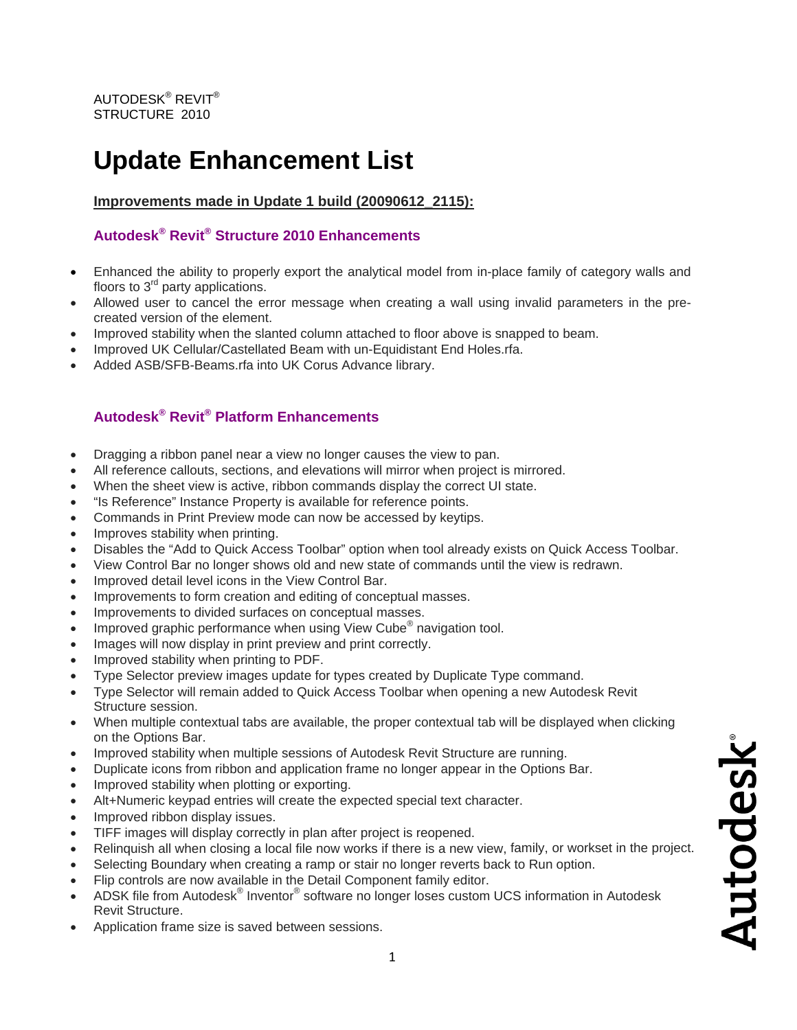AUTODESK® REVIT®
STRUCTURE 2010

# Update Enhancement List

**Improvements made in Update 1 build (20090612_2115):**

### Autodesk® Revit® Structure 2010 Enhancements

- Enhanced the ability to properly export the analytical model from in-place family of category walls and floors to 3rd party applications.
- Allowed user to cancel the error message when creating a wall using invalid parameters in the pre-created version of the element.
- Improved stability when the slanted column attached to floor above is snapped to beam.
- Improved UK Cellular/Castellated Beam with un-Equidistant End Holes.rfa.
- Added ASB/SFB-Beams.rfa into UK Corus Advance library.

### Autodesk® Revit® Platform Enhancements

- Dragging a ribbon panel near a view no longer causes the view to pan.
- All reference callouts, sections, and elevations will mirror when project is mirrored.
- When the sheet view is active, ribbon commands display the correct UI state.
- "Is Reference" Instance Property is available for reference points.
- Commands in Print Preview mode can now be accessed by keytips.
- Improves stability when printing.
- Disables the "Add to Quick Access Toolbar" option when tool already exists on Quick Access Toolbar.
- View Control Bar no longer shows old and new state of commands until the view is redrawn.
- Improved detail level icons in the View Control Bar.
- Improvements to form creation and editing of conceptual masses.
- Improvements to divided surfaces on conceptual masses.
- Improved graphic performance when using View Cube® navigation tool.
- Images will now display in print preview and print correctly.
- Improved stability when printing to PDF.
- Type Selector preview images update for types created by Duplicate Type command.
- Type Selector will remain added to Quick Access Toolbar when opening a new Autodesk Revit Structure session.
- When multiple contextual tabs are available, the proper contextual tab will be displayed when clicking on the Options Bar.
- Improved stability when multiple sessions of Autodesk Revit Structure are running.
- Duplicate icons from ribbon and application frame no longer appear in the Options Bar.
- Improved stability when plotting or exporting.
- Alt+Numeric keypad entries will create the expected special text character.
- Improved ribbon display issues.
- TIFF images will display correctly in plan after project is reopened.
- Relinquish all when closing a local file now works if there is a new view, family, or workset in the project.
- Selecting Boundary when creating a ramp or stair no longer reverts back to Run option.
- Flip controls are now available in the Detail Component family editor.
- ADSK file from Autodesk® Inventor® software no longer loses custom UCS information in Autodesk Revit Structure.
- Application frame size is saved between sessions.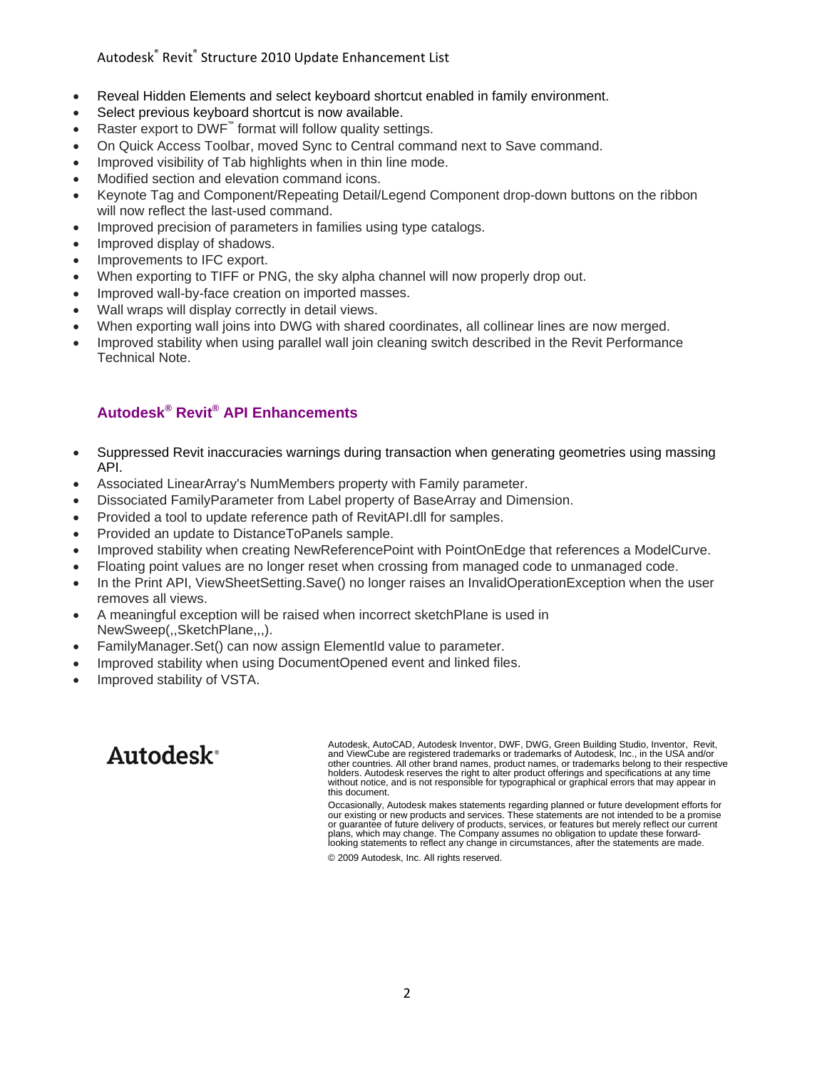- Reveal Hidden Elements and select keyboard shortcut enabled in family environment.
- Select previous keyboard shortcut is now available.
- Raster export to DWF™ format will follow quality settings.
- On Quick Access Toolbar, moved Sync to Central command next to Save command.
- Improved visibility of Tab highlights when in thin line mode.
- Modified section and elevation command icons.
- Keynote Tag and Component/Repeating Detail/Legend Component drop-down buttons on the ribbon will now reflect the last-used command.
- Improved precision of parameters in families using type catalogs.
- Improved display of shadows.
- Improvements to IFC export.
- When exporting to TIFF or PNG, the sky alpha channel will now properly drop out.
- Improved wall-by-face creation on imported masses.
- Wall wraps will display correctly in detail views.
- When exporting wall joins into DWG with shared coordinates, all collinear lines are now merged.
- Improved stability when using parallel wall join cleaning switch described in the Revit Performance Technical Note.

## Autodesk® Revit® API Enhancements

- Suppressed Revit inaccuracies warnings during transaction when generating geometries using massing API.
- Associated LinearArray's NumMembers property with Family parameter.
- Dissociated FamilyParameter from Label property of BaseArray and Dimension.
- Provided a tool to update reference path of RevitAPI.dll for samples.
- Provided an update to DistanceToPanels sample.
- Improved stability when creating NewReferencePoint with PointOnEdge that references a ModelCurve.
- Floating point values are no longer reset when crossing from managed code to unmanaged code.
- In the Print API, ViewSheetSetting.Save() no longer raises an InvalidOperationException when the user removes all views.
- A meaningful exception will be raised when incorrect sketchPlane is used in NewSweep(,,SketchPlane,,,).
- FamilyManager.Set() can now assign ElementId value to parameter.
- Improved stability when using DocumentOpened event and linked files.
- Improved stability of VSTA.

**Autodesk®**

Autodesk, AutoCAD, Autodesk Inventor, DWF, DWG, Green Building Studio, Inventor, Revit, and ViewCube are registered trademarks or trademarks of Autodesk, Inc., in the USA and/or other countries. All other brand names, product names, or trademarks belong to their respective holders. Autodesk reserves the right to alter product offerings and specifications at any time without notice, and is not responsible for typographical or graphical errors that may appear in this document.

Occasionally, Autodesk makes statements regarding planned or future development efforts for our existing or new products and services. These statements are not intended to be a promise or guarantee of future delivery of products, services, or features but merely reflect our current plans, which may change. The Company assumes no obligation to update these forward-looking statements to reflect any change in circumstances, after the statements are made.

© 2009 Autodesk, Inc. All rights reserved.